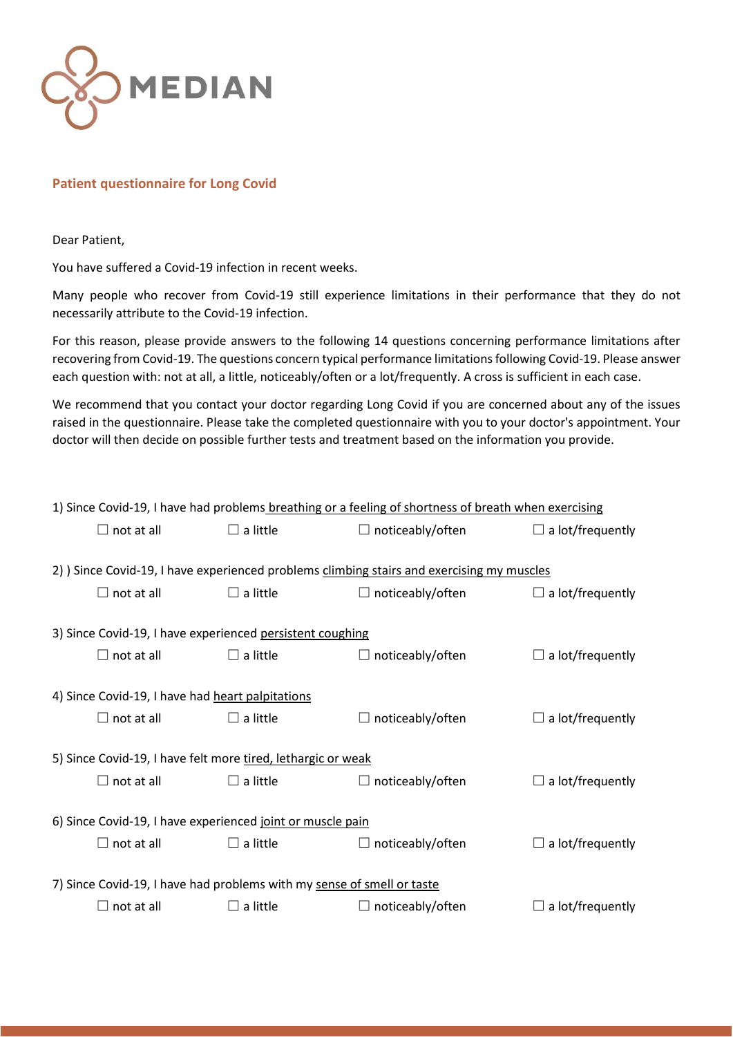MEDIAN

## Patient questionnaire for Long Covid

Dear Patient,

You have suffered a Covid-19 infection in recent weeks.

Many people who recover from Covid-19 still experience limitations in their performance that they do not necessarily attribute to the Covid-19 infection.

For this reason, please provide answers to the following 14 questions concerning performance limitations after recovering from Covid-19. The questions concern typical performance limitations following Covid-19. Please answer each question with: not at all, a little, noticeably/often or a lot/frequently. A cross is sufficient in each case.

We recommend that you contact your doctor regarding Long Covid if you are concerned about any of the issues raised in the questionnaire. Please take the completed questionnaire with you to your doctor's appointment. Your doctor will then decide on possible further tests and treatment based on the information you provide.

1) Since Covid-19, I have had problems <u>breathing or a feeling of shortness of breath when exercising</u>

☐ not at all ☐ a little ☐ noticeably/often ☐ a lot/frequently

2) ) Since Covid-19, I have experienced problems <u>climbing stairs and exercising my muscles</u>

☐ not at all ☐ a little ☐ noticeably/often ☐ a lot/frequently

3) Since Covid-19, I have experienced <u>persistent coughing</u>

☐ not at all ☐ a little ☐ noticeably/often ☐ a lot/frequently

4) Since Covid-19, I have had <u>heart palpitations</u>

☐ not at all ☐ a little ☐ noticeably/often ☐ a lot/frequently

5) Since Covid-19, I have felt more <u>tired, lethargic or weak</u>

☐ not at all ☐ a little ☐ noticeably/often ☐ a lot/frequently

6) Since Covid-19, I have experienced <u>joint or muscle pain</u>

☐ not at all ☐ a little ☐ noticeably/often ☐ a lot/frequently

7) Since Covid-19, I have had problems with my <u>sense of smell or taste</u>

☐ not at all ☐ a little ☐ noticeably/often ☐ a lot/frequently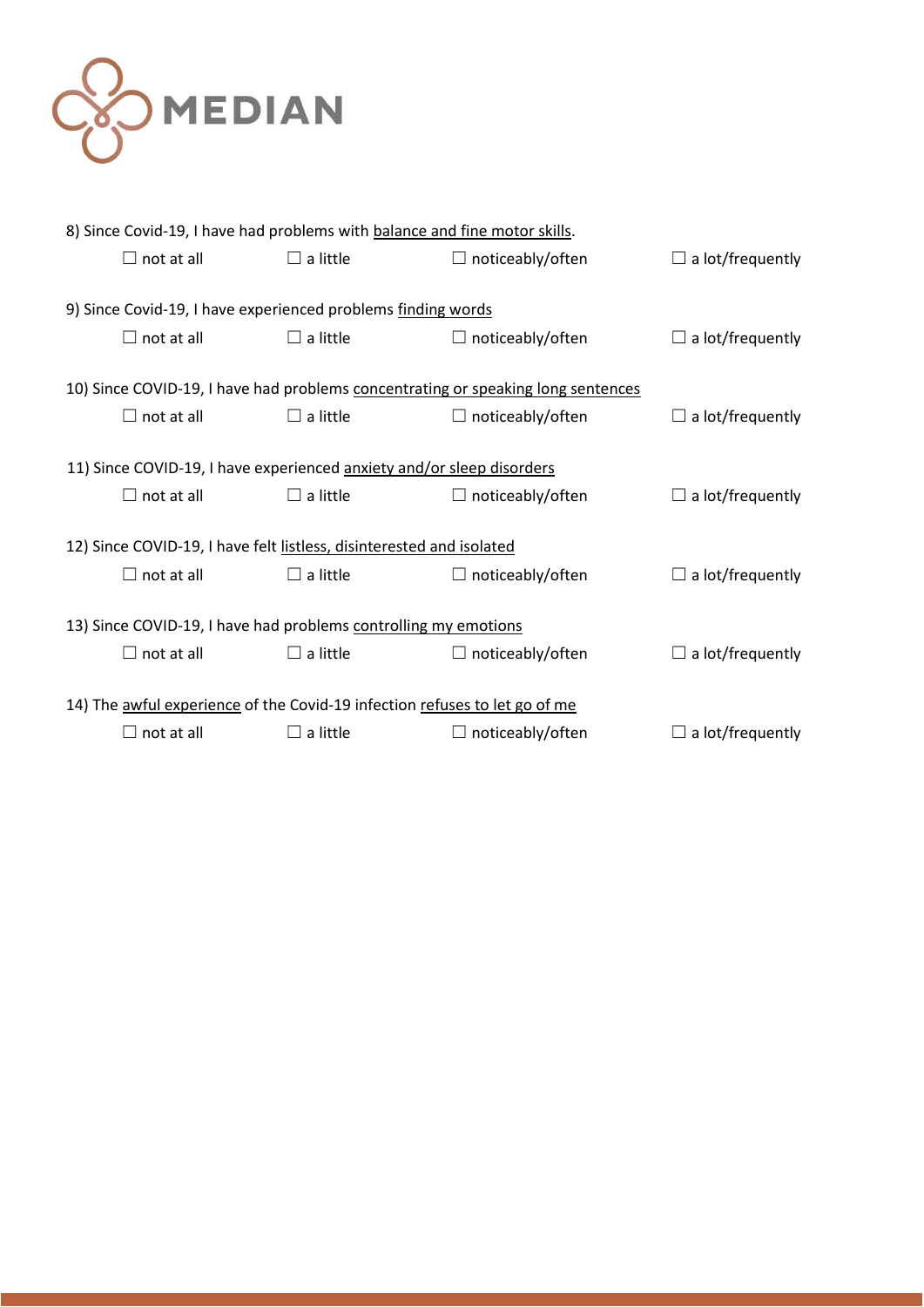MEDIAN

8) Since Covid-19, I have had problems with <u>balance and fine motor skills</u>.

☐ not at all ☐ a little ☐ noticeably/often ☐ a lot/frequently

9) Since Covid-19, I have experienced problems <u>finding words</u>

☐ not at all ☐ a little ☐ noticeably/often ☐ a lot/frequently

10) Since COVID-19, I have had problems <u>concentrating or speaking long sentences</u>

☐ not at all ☐ a little ☐ noticeably/often ☐ a lot/frequently

11) Since COVID-19, I have experienced <u>anxiety and/or sleep disorders</u>

☐ not at all ☐ a little ☐ noticeably/often ☐ a lot/frequently

12) Since COVID-19, I have felt <u>listless, disinterested and isolated</u>

☐ not at all ☐ a little ☐ noticeably/often ☐ a lot/frequently

13) Since COVID-19, I have had problems <u>controlling my emotions</u>

☐ not at all ☐ a little ☐ noticeably/often ☐ a lot/frequently

14) The <u>awful experience</u> of the Covid-19 infection <u>refuses to let go of me</u>

☐ not at all ☐ a little ☐ noticeably/often ☐ a lot/frequently